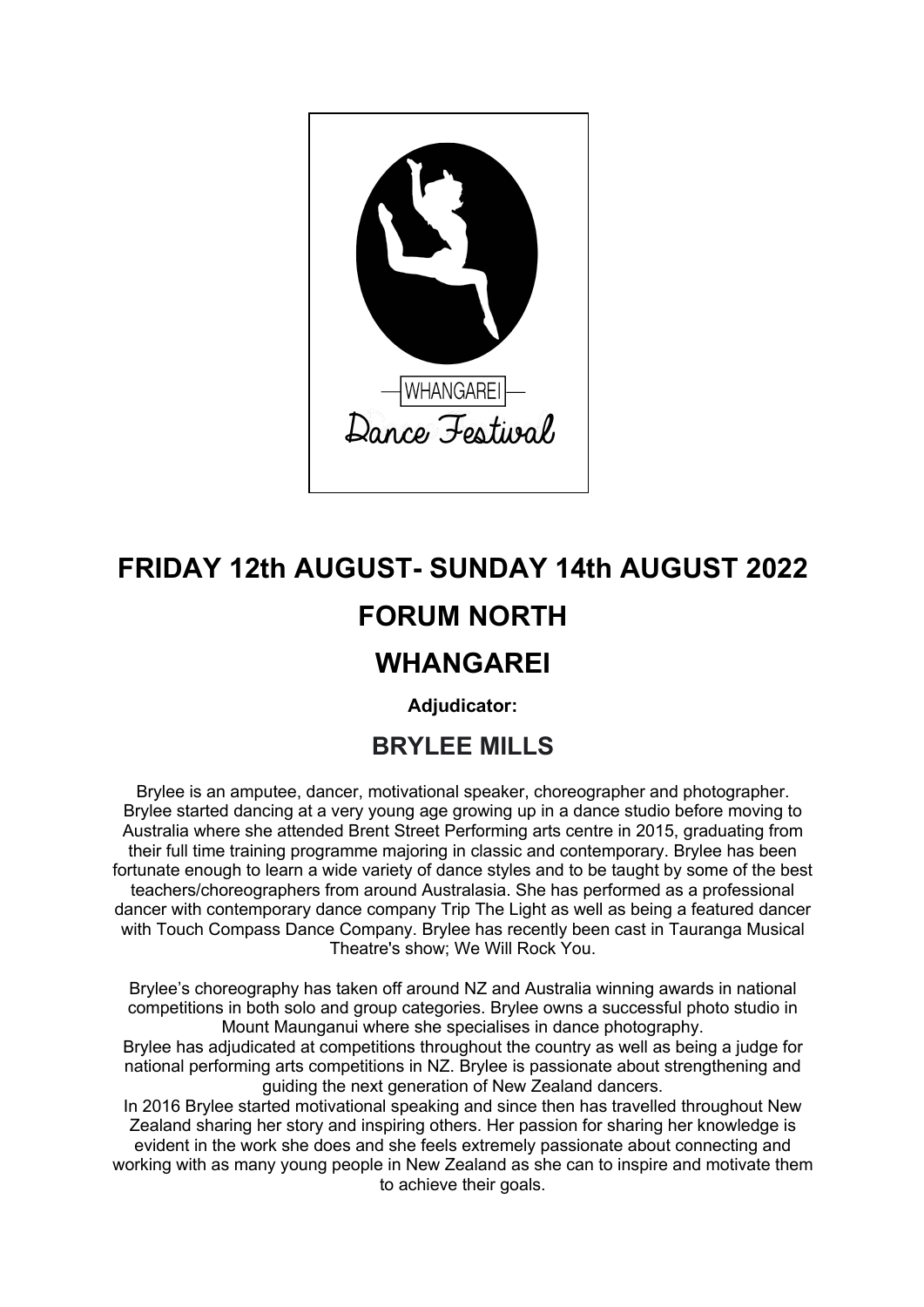WHANGAREI

Dance Festival

# FRIDAY 12th AUGUST- SUNDAY 14th AUGUST 2022

# FORUM NORTH

# WHANGAREI

**Adjudicator:**

## BRYLEE MILLS

Brylee is an amputee, dancer, motivational speaker, choreographer and photographer. Brylee started dancing at a very young age growing up in a dance studio before moving to Australia where she attended Brent Street Performing arts centre in 2015, graduating from their full time training programme majoring in classic and contemporary. Brylee has been fortunate enough to learn a wide variety of dance styles and to be taught by some of the best teachers/choreographers from around Australasia. She has performed as a professional dancer with contemporary dance company Trip The Light as well as being a featured dancer with Touch Compass Dance Company. Brylee has recently been cast in Tauranga Musical Theatre's show; We Will Rock You.

Brylee's choreography has taken off around NZ and Australia winning awards in national competitions in both solo and group categories. Brylee owns a successful photo studio in Mount Maunganui where she specialises in dance photography.
Brylee has adjudicated at competitions throughout the country as well as being a judge for national performing arts competitions in NZ. Brylee is passionate about strengthening and guiding the next generation of New Zealand dancers.
In 2016 Brylee started motivational speaking and since then has travelled throughout New Zealand sharing her story and inspiring others. Her passion for sharing her knowledge is evident in the work she does and she feels extremely passionate about connecting and working with as many young people in New Zealand as she can to inspire and motivate them to achieve their goals.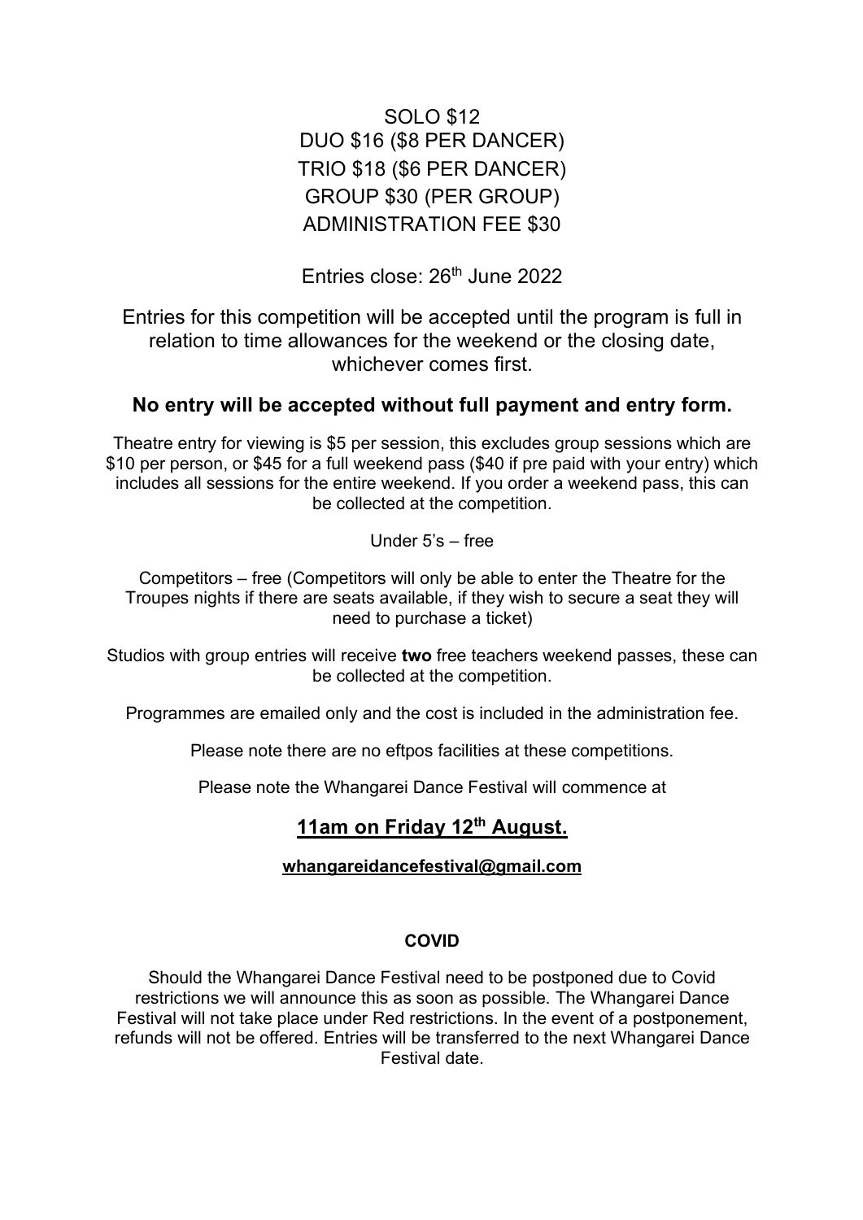SOLO $12

DUO $16 ($8 PER DANCER)

TRIO $18 ($6 PER DANCER)

GROUP $30 (PER GROUP)

ADMINISTRATION FEE $30

Entries close: 26th June 2022

Entries for this competition will be accepted until the program is full in relation to time allowances for the weekend or the closing date, whichever comes first.

**No entry will be accepted without full payment and entry form.**

Theatre entry for viewing is $5 per session, this excludes group sessions which are $10 per person, or $45 for a full weekend pass ($40 if pre paid with your entry) which includes all sessions for the entire weekend. If you order a weekend pass, this can be collected at the competition.

Under 5's – free

Competitors – free (Competitors will only be able to enter the Theatre for the Troupes nights if there are seats available, if they wish to secure a seat they will need to purchase a ticket)

Studios with group entries will receive **two** free teachers weekend passes, these can be collected at the competition.

Programmes are emailed only and the cost is included in the administration fee.

Please note there are no eftpos facilities at these competitions.

Please note the Whangarei Dance Festival will commence at

**11am on Friday 12th August.**

**whangareidancefestival@gmail.com**

**COVID**

Should the Whangarei Dance Festival need to be postponed due to Covid restrictions we will announce this as soon as possible. The Whangarei Dance Festival will not take place under Red restrictions. In the event of a postponement, refunds will not be offered. Entries will be transferred to the next Whangarei Dance Festival date.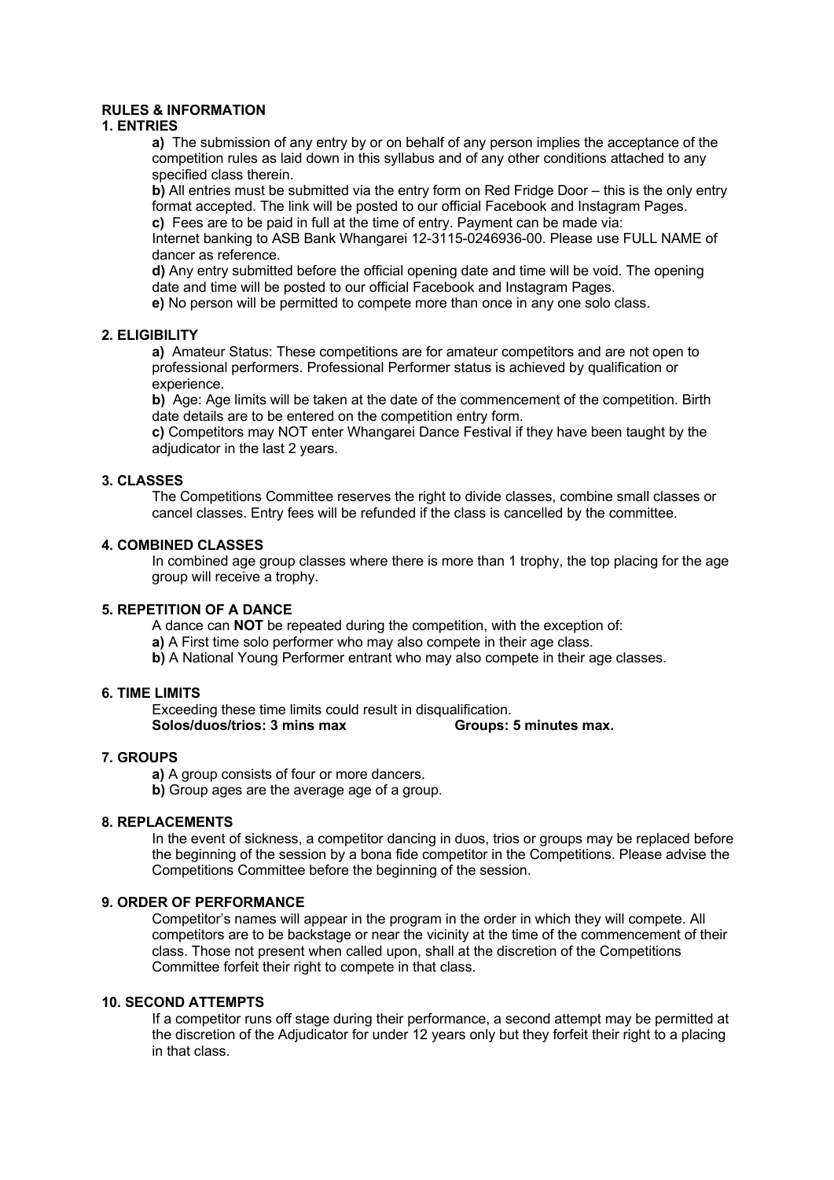## RULES & INFORMATION

### 1. ENTRIES

**a)** The submission of any entry by or on behalf of any person implies the acceptance of the competition rules as laid down in this syllabus and of any other conditions attached to any specified class therein.

**b)** All entries must be submitted via the entry form on Red Fridge Door – this is the only entry format accepted. The link will be posted to our official Facebook and Instagram Pages.

**c)** Fees are to be paid in full at the time of entry. Payment can be made via:
Internet banking to ASB Bank Whangarei 12-3115-0246936-00. Please use FULL NAME of dancer as reference.

**d)** Any entry submitted before the official opening date and time will be void. The opening date and time will be posted to our official Facebook and Instagram Pages.

**e)** No person will be permitted to compete more than once in any one solo class.

### 2. ELIGIBILITY

**a)** Amateur Status: These competitions are for amateur competitors and are not open to professional performers. Professional Performer status is achieved by qualification or experience.

**b)** Age: Age limits will be taken at the date of the commencement of the competition. Birth date details are to be entered on the competition entry form.

**c)** Competitors may NOT enter Whangarei Dance Festival if they have been taught by the adjudicator in the last 2 years.

### 3. CLASSES

The Competitions Committee reserves the right to divide classes, combine small classes or cancel classes. Entry fees will be refunded if the class is cancelled by the committee.

### 4. COMBINED CLASSES

In combined age group classes where there is more than 1 trophy, the top placing for the age group will receive a trophy.

### 5. REPETITION OF A DANCE

A dance can **NOT** be repeated during the competition, with the exception of:

**a)** A First time solo performer who may also compete in their age class.

**b)** A National Young Performer entrant who may also compete in their age classes.

### 6. TIME LIMITS

Exceeding these time limits could result in disqualification.

**Solos/duos/trios: 3 mins max** **Groups: 5 minutes max.**

### 7. GROUPS

**a)** A group consists of four or more dancers.

**b)** Group ages are the average age of a group.

### 8. REPLACEMENTS

In the event of sickness, a competitor dancing in duos, trios or groups may be replaced before the beginning of the session by a bona fide competitor in the Competitions. Please advise the Competitions Committee before the beginning of the session.

### 9. ORDER OF PERFORMANCE

Competitor's names will appear in the program in the order in which they will compete. All competitors are to be backstage or near the vicinity at the time of the commencement of their class. Those not present when called upon, shall at the discretion of the Competitions Committee forfeit their right to compete in that class.

### 10. SECOND ATTEMPTS

If a competitor runs off stage during their performance, a second attempt may be permitted at the discretion of the Adjudicator for under 12 years only but they forfeit their right to a placing in that class.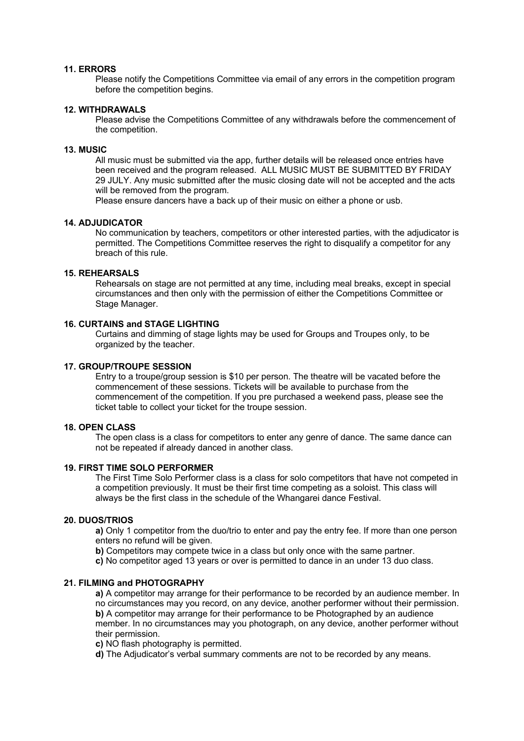**11. ERRORS**

Please notify the Competitions Committee via email of any errors in the competition program before the competition begins.

**12. WITHDRAWALS**

Please advise the Competitions Committee of any withdrawals before the commencement of the competition.

**13. MUSIC**

All music must be submitted via the app, further details will be released once entries have been received and the program released. ALL MUSIC MUST BE SUBMITTED BY FRIDAY 29 JULY. Any music submitted after the music closing date will not be accepted and the acts will be removed from the program.

Please ensure dancers have a back up of their music on either a phone or usb.

**14. ADJUDICATOR**

No communication by teachers, competitors or other interested parties, with the adjudicator is permitted. The Competitions Committee reserves the right to disqualify a competitor for any breach of this rule.

**15. REHEARSALS**

Rehearsals on stage are not permitted at any time, including meal breaks, except in special circumstances and then only with the permission of either the Competitions Committee or Stage Manager.

**16. CURTAINS and STAGE LIGHTING**

Curtains and dimming of stage lights may be used for Groups and Troupes only, to be organized by the teacher.

**17. GROUP/TROUPE SESSION**

Entry to a troupe/group session is $10 per person. The theatre will be vacated before the commencement of these sessions. Tickets will be available to purchase from the commencement of the competition. If you pre purchased a weekend pass, please see the ticket table to collect your ticket for the troupe session.

**18. OPEN CLASS**

The open class is a class for competitors to enter any genre of dance. The same dance can not be repeated if already danced in another class.

**19. FIRST TIME SOLO PERFORMER**

The First Time Solo Performer class is a class for solo competitors that have not competed in a competition previously. It must be their first time competing as a soloist. This class will always be the first class in the schedule of the Whangarei dance Festival.

**20. DUOS/TRIOS**

**a)** Only 1 competitor from the duo/trio to enter and pay the entry fee. If more than one person enters no refund will be given.

**b)** Competitors may compete twice in a class but only once with the same partner.

**c)** No competitor aged 13 years or over is permitted to dance in an under 13 duo class.

**21. FILMING and PHOTOGRAPHY**

**a)** A competitor may arrange for their performance to be recorded by an audience member. In no circumstances may you record, on any device, another performer without their permission.

**b)** A competitor may arrange for their performance to be Photographed by an audience member. In no circumstances may you photograph, on any device, another performer without their permission.

**c)** NO flash photography is permitted.

**d)** The Adjudicator's verbal summary comments are not to be recorded by any means.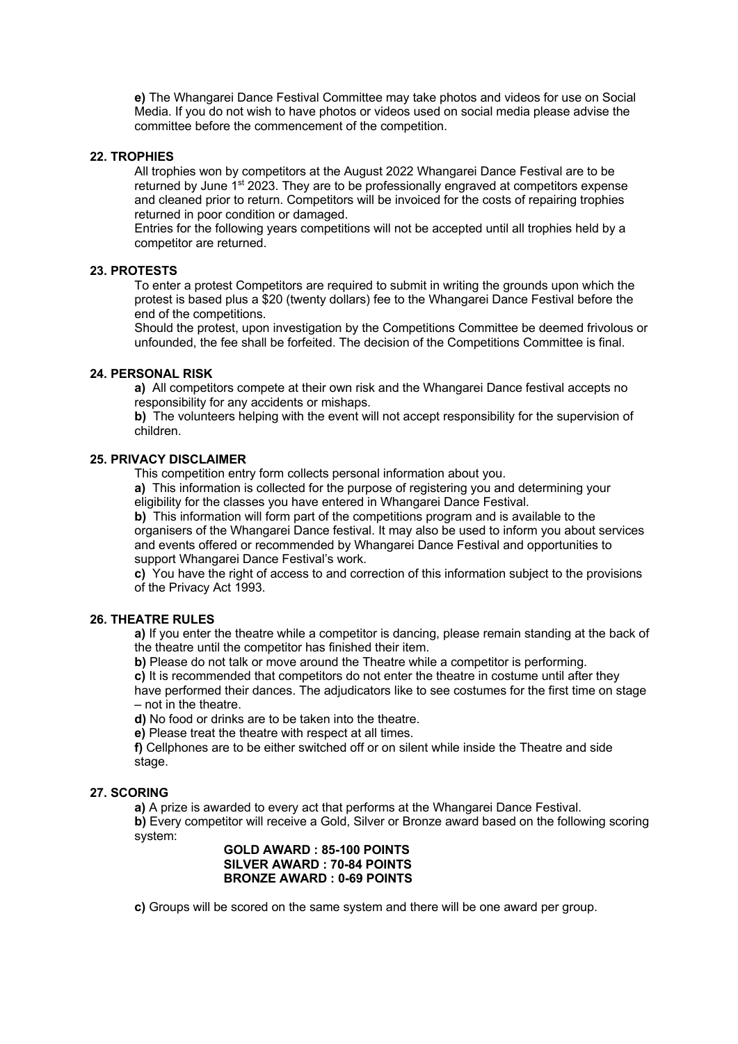**e)** The Whangarei Dance Festival Committee may take photos and videos for use on Social Media. If you do not wish to have photos or videos used on social media please advise the committee before the commencement of the competition.

### 22. TROPHIES

All trophies won by competitors at the August 2022 Whangarei Dance Festival are to be returned by June 1st 2023. They are to be professionally engraved at competitors expense and cleaned prior to return. Competitors will be invoiced for the costs of repairing trophies returned in poor condition or damaged.

Entries for the following years competitions will not be accepted until all trophies held by a competitor are returned.

### 23. PROTESTS

To enter a protest Competitors are required to submit in writing the grounds upon which the protest is based plus a $20 (twenty dollars) fee to the Whangarei Dance Festival before the end of the competitions.

Should the protest, upon investigation by the Competitions Committee be deemed frivolous or unfounded, the fee shall be forfeited. The decision of the Competitions Committee is final.

### 24. PERSONAL RISK

**a)** All competitors compete at their own risk and the Whangarei Dance festival accepts no responsibility for any accidents or mishaps.

**b)** The volunteers helping with the event will not accept responsibility for the supervision of children.

### 25. PRIVACY DISCLAIMER

This competition entry form collects personal information about you.

**a)** This information is collected for the purpose of registering you and determining your eligibility for the classes you have entered in Whangarei Dance Festival.

**b)** This information will form part of the competitions program and is available to the organisers of the Whangarei Dance festival. It may also be used to inform you about services and events offered or recommended by Whangarei Dance Festival and opportunities to support Whangarei Dance Festival's work.

**c)** You have the right of access to and correction of this information subject to the provisions of the Privacy Act 1993.

### 26. THEATRE RULES

**a)** If you enter the theatre while a competitor is dancing, please remain standing at the back of the theatre until the competitor has finished their item.

**b)** Please do not talk or move around the Theatre while a competitor is performing.

**c)** It is recommended that competitors do not enter the theatre in costume until after they have performed their dances. The adjudicators like to see costumes for the first time on stage – not in the theatre.

**d)** No food or drinks are to be taken into the theatre.

**e)** Please treat the theatre with respect at all times.

**f)** Cellphones are to be either switched off or on silent while inside the Theatre and side stage.

### 27. SCORING

**a)** A prize is awarded to every act that performs at the Whangarei Dance Festival.

**b)** Every competitor will receive a Gold, Silver or Bronze award based on the following scoring system:

**GOLD AWARD : 85-100 POINTS**
**SILVER AWARD : 70-84 POINTS**
**BRONZE AWARD : 0-69 POINTS**

**c)** Groups will be scored on the same system and there will be one award per group.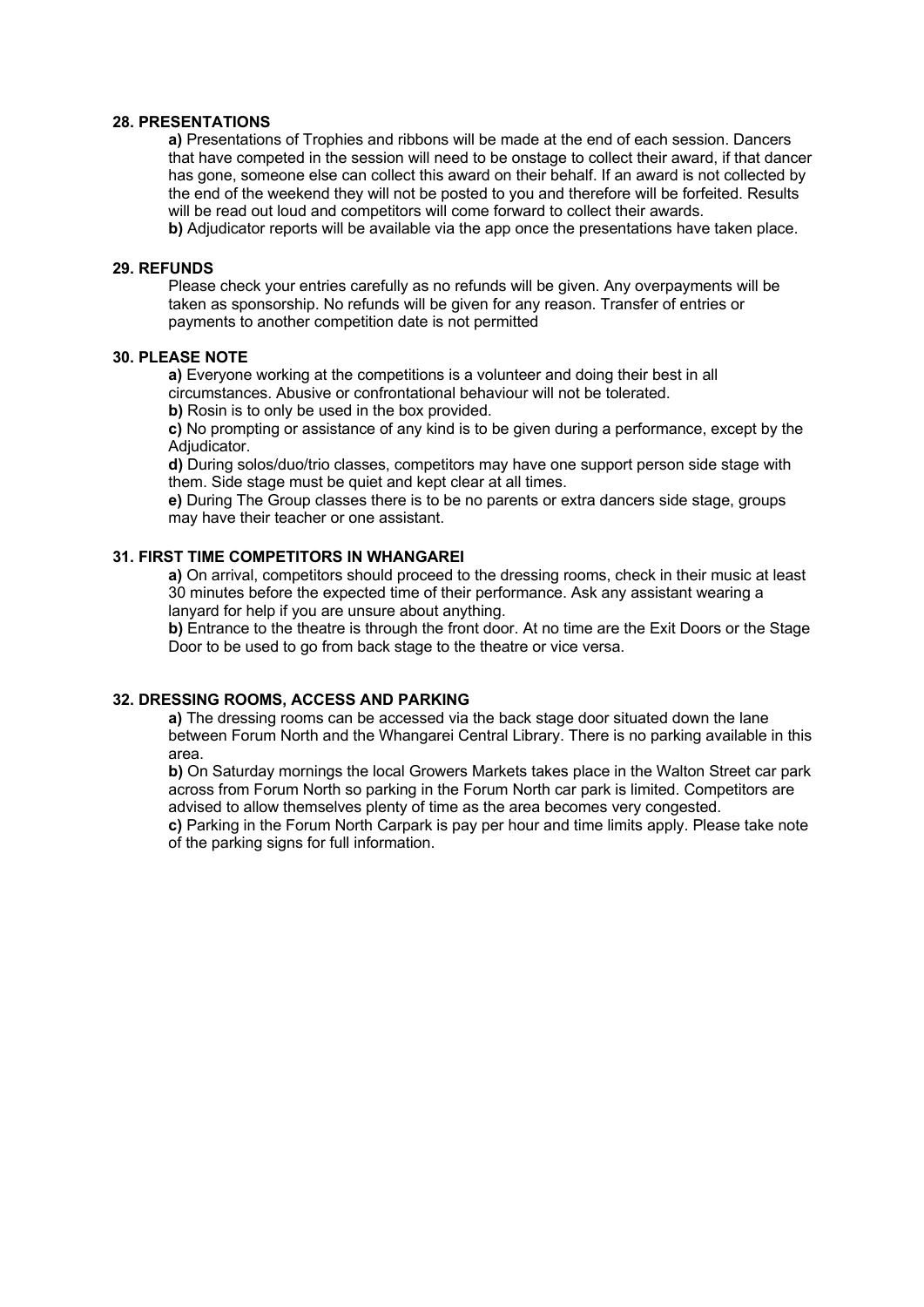### 28. PRESENTATIONS

**a)** Presentations of Trophies and ribbons will be made at the end of each session. Dancers that have competed in the session will need to be onstage to collect their award, if that dancer has gone, someone else can collect this award on their behalf. If an award is not collected by the end of the weekend they will not be posted to you and therefore will be forfeited. Results will be read out loud and competitors will come forward to collect their awards.

**b)** Adjudicator reports will be available via the app once the presentations have taken place.

### 29. REFUNDS

Please check your entries carefully as no refunds will be given. Any overpayments will be taken as sponsorship. No refunds will be given for any reason. Transfer of entries or payments to another competition date is not permitted

### 30. PLEASE NOTE

**a)** Everyone working at the competitions is a volunteer and doing their best in all circumstances. Abusive or confrontational behaviour will not be tolerated.

**b)** Rosin is to only be used in the box provided.

**c)** No prompting or assistance of any kind is to be given during a performance, except by the Adjudicator.

**d)** During solos/duo/trio classes, competitors may have one support person side stage with them. Side stage must be quiet and kept clear at all times.

**e)** During The Group classes there is to be no parents or extra dancers side stage, groups may have their teacher or one assistant.

### 31. FIRST TIME COMPETITORS IN WHANGAREI

**a)** On arrival, competitors should proceed to the dressing rooms, check in their music at least 30 minutes before the expected time of their performance. Ask any assistant wearing a lanyard for help if you are unsure about anything.

**b)** Entrance to the theatre is through the front door. At no time are the Exit Doors or the Stage Door to be used to go from back stage to the theatre or vice versa.

### 32. DRESSING ROOMS, ACCESS AND PARKING

**a)** The dressing rooms can be accessed via the back stage door situated down the lane between Forum North and the Whangarei Central Library. There is no parking available in this area.

**b)** On Saturday mornings the local Growers Markets takes place in the Walton Street car park across from Forum North so parking in the Forum North car park is limited. Competitors are advised to allow themselves plenty of time as the area becomes very congested.

**c)** Parking in the Forum North Carpark is pay per hour and time limits apply. Please take note of the parking signs for full information.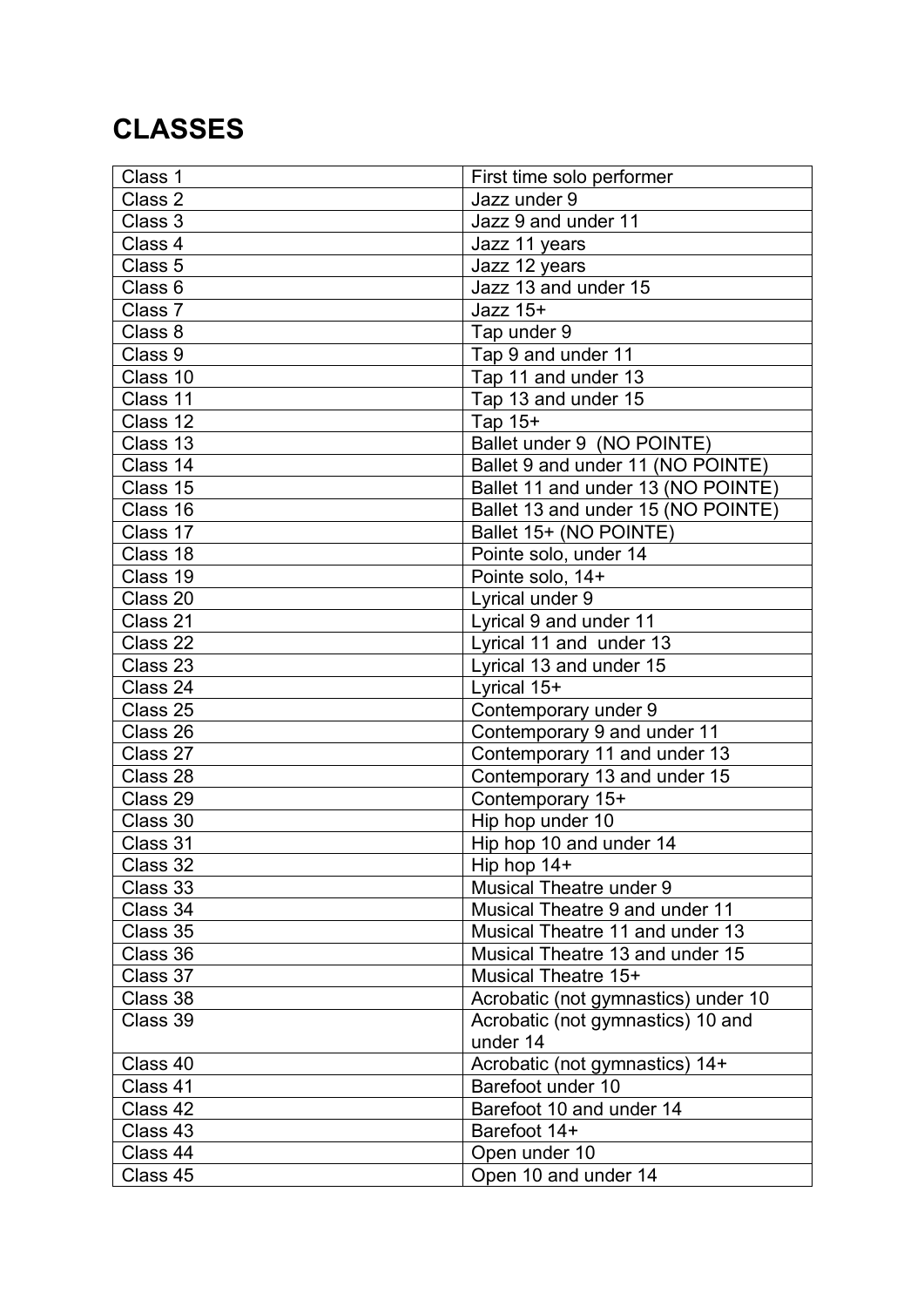# CLASSES

| Class 1 | First time solo performer |
|---|---|
| Class 2 | Jazz under 9 |
| Class 3 | Jazz 9 and under 11 |
| Class 4 | Jazz 11 years |
| Class 5 | Jazz 12 years |
| Class 6 | Jazz 13 and under 15 |
| Class 7 | Jazz 15+ |
| Class 8 | Tap under 9 |
| Class 9 | Tap 9 and under 11 |
| Class 10 | Tap 11 and under 13 |
| Class 11 | Tap 13 and under 15 |
| Class 12 | Tap 15+ |
| Class 13 | Ballet under 9 (NO POINTE) |
| Class 14 | Ballet 9 and under 11 (NO POINTE) |
| Class 15 | Ballet 11 and under 13 (NO POINTE) |
| Class 16 | Ballet 13 and under 15 (NO POINTE) |
| Class 17 | Ballet 15+ (NO POINTE) |
| Class 18 | Pointe solo, under 14 |
| Class 19 | Pointe solo, 14+ |
| Class 20 | Lyrical under 9 |
| Class 21 | Lyrical 9 and under 11 |
| Class 22 | Lyrical 11 and under 13 |
| Class 23 | Lyrical 13 and under 15 |
| Class 24 | Lyrical 15+ |
| Class 25 | Contemporary under 9 |
| Class 26 | Contemporary 9 and under 11 |
| Class 27 | Contemporary 11 and under 13 |
| Class 28 | Contemporary 13 and under 15 |
| Class 29 | Contemporary 15+ |
| Class 30 | Hip hop under 10 |
| Class 31 | Hip hop 10 and under 14 |
| Class 32 | Hip hop 14+ |
| Class 33 | Musical Theatre under 9 |
| Class 34 | Musical Theatre 9 and under 11 |
| Class 35 | Musical Theatre 11 and under 13 |
| Class 36 | Musical Theatre 13 and under 15 |
| Class 37 | Musical Theatre 15+ |
| Class 38 | Acrobatic (not gymnastics) under 10 |
| Class 39 | Acrobatic (not gymnastics) 10 and under 14 |
| Class 40 | Acrobatic (not gymnastics) 14+ |
| Class 41 | Barefoot under 10 |
| Class 42 | Barefoot 10 and under 14 |
| Class 43 | Barefoot 14+ |
| Class 44 | Open under 10 |
| Class 45 | Open 10 and under 14 |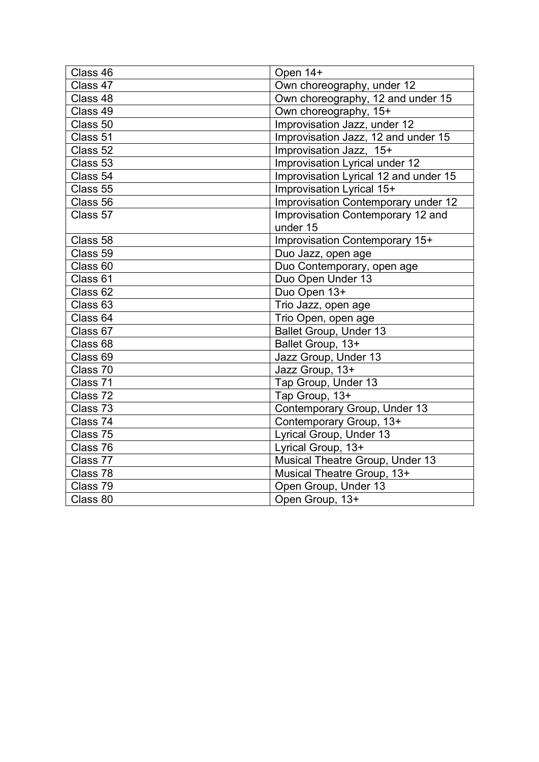| Class 46 | Open 14+ |
|---|---|
| Class 47 | Own choreography, under 12 |
| Class 48 | Own choreography, 12 and under 15 |
| Class 49 | Own choreography, 15+ |
| Class 50 | Improvisation Jazz, under 12 |
| Class 51 | Improvisation Jazz, 12 and under 15 |
| Class 52 | Improvisation Jazz, 15+ |
| Class 53 | Improvisation Lyrical under 12 |
| Class 54 | Improvisation Lyrical 12 and under 15 |
| Class 55 | Improvisation Lyrical 15+ |
| Class 56 | Improvisation Contemporary under 12 |
| Class 57 | Improvisation Contemporary 12 and under 15 |
| Class 58 | Improvisation Contemporary 15+ |
| Class 59 | Duo Jazz, open age |
| Class 60 | Duo Contemporary, open age |
| Class 61 | Duo Open Under 13 |
| Class 62 | Duo Open 13+ |
| Class 63 | Trio Jazz, open age |
| Class 64 | Trio Open, open age |
| Class 67 | Ballet Group, Under 13 |
| Class 68 | Ballet Group, 13+ |
| Class 69 | Jazz Group, Under 13 |
| Class 70 | Jazz Group, 13+ |
| Class 71 | Tap Group, Under 13 |
| Class 72 | Tap Group, 13+ |
| Class 73 | Contemporary Group, Under 13 |
| Class 74 | Contemporary Group, 13+ |
| Class 75 | Lyrical Group, Under 13 |
| Class 76 | Lyrical Group, 13+ |
| Class 77 | Musical Theatre Group, Under 13 |
| Class 78 | Musical Theatre Group, 13+ |
| Class 79 | Open Group, Under 13 |
| Class 80 | Open Group, 13+ |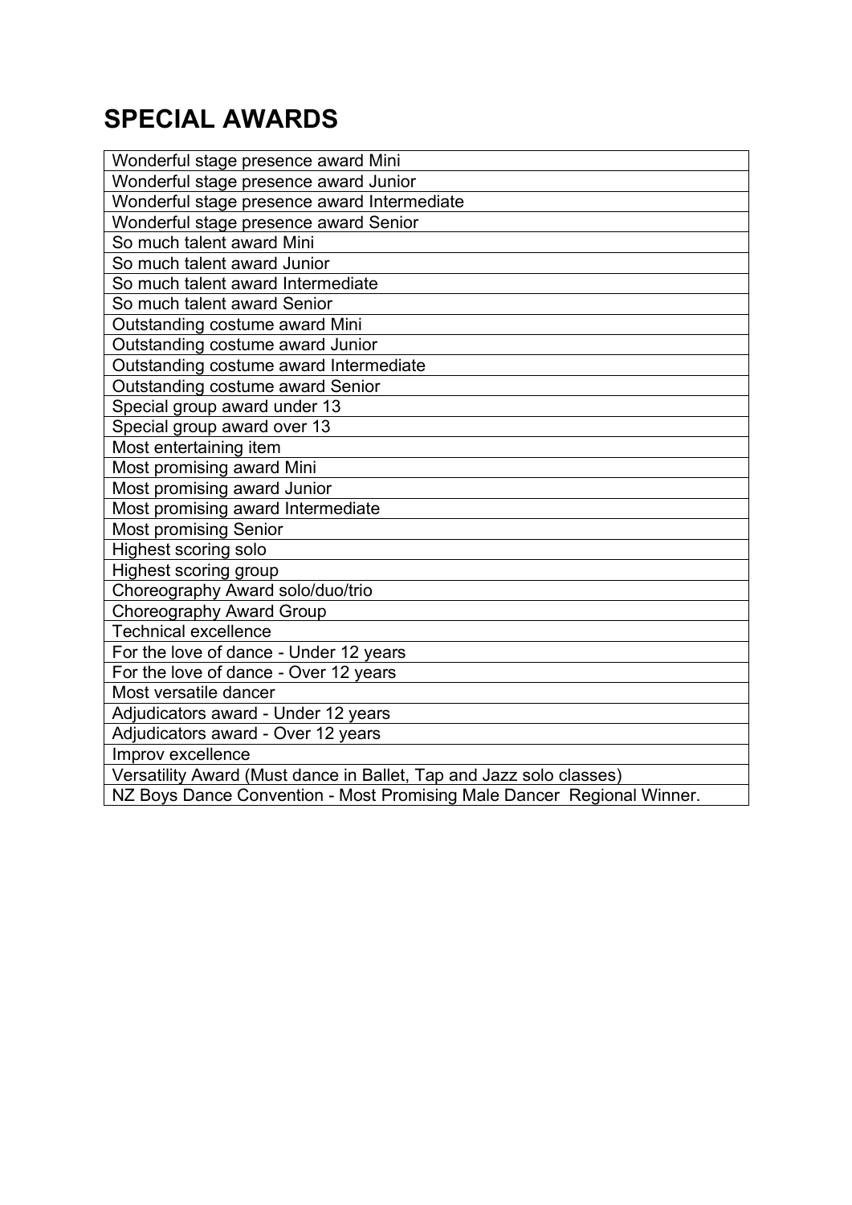## SPECIAL AWARDS

| |
|---|
| Wonderful stage presence award Mini |
| Wonderful stage presence award Junior |
| Wonderful stage presence award Intermediate |
| Wonderful stage presence award Senior |
| So much talent award Mini |
| So much talent award Junior |
| So much talent award Intermediate |
| So much talent award Senior |
| Outstanding costume award Mini |
| Outstanding costume award Junior |
| Outstanding costume award Intermediate |
| Outstanding costume award Senior |
| Special group award under 13 |
| Special group award over 13 |
| Most entertaining item |
| Most promising award Mini |
| Most promising award Junior |
| Most promising award Intermediate |
| Most promising Senior |
| Highest scoring solo |
| Highest scoring group |
| Choreography Award solo/duo/trio |
| Choreography Award Group |
| Technical excellence |
| For the love of dance - Under 12 years |
| For the love of dance - Over 12 years |
| Most versatile dancer |
| Adjudicators award - Under 12 years |
| Adjudicators award - Over 12 years |
| Improv excellence |
| Versatility Award (Must dance in Ballet, Tap and Jazz solo classes) |
| NZ Boys Dance Convention - Most Promising Male Dancer Regional Winner. |